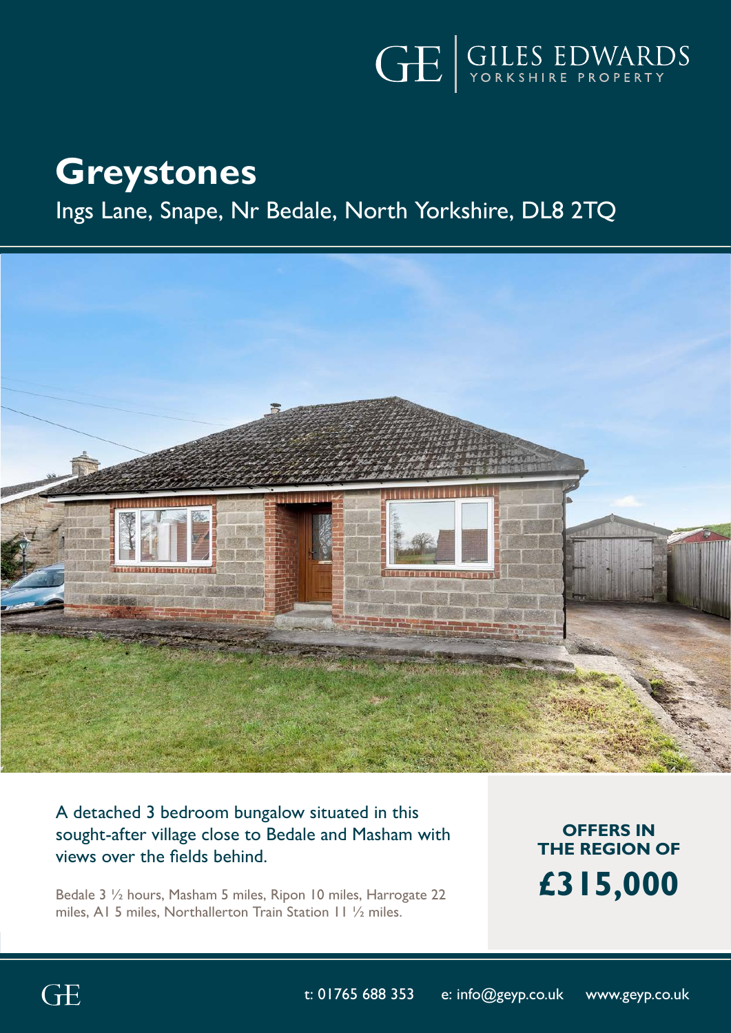GE | GILES EDWARDS YORKSHIRE PROPERTY

# Greystones

Ings Lane, Snape, Nr Bedale, North Yorkshire, DL8 2TQ

A detached 3 bedroom bungalow situated in this sought-after village close to Bedale and Masham with views over the fields behind.

Bedale 3 ½ hours, Masham 5 miles, Ripon 10 miles, Harrogate 22 miles, A1 5 miles, Northallerton Train Station 11 ½ miles.

**OFFERS IN THE REGION OF**

**£315,000**

t: 01765 688 353 e: info@geyp.co.uk www.geyp.co.uk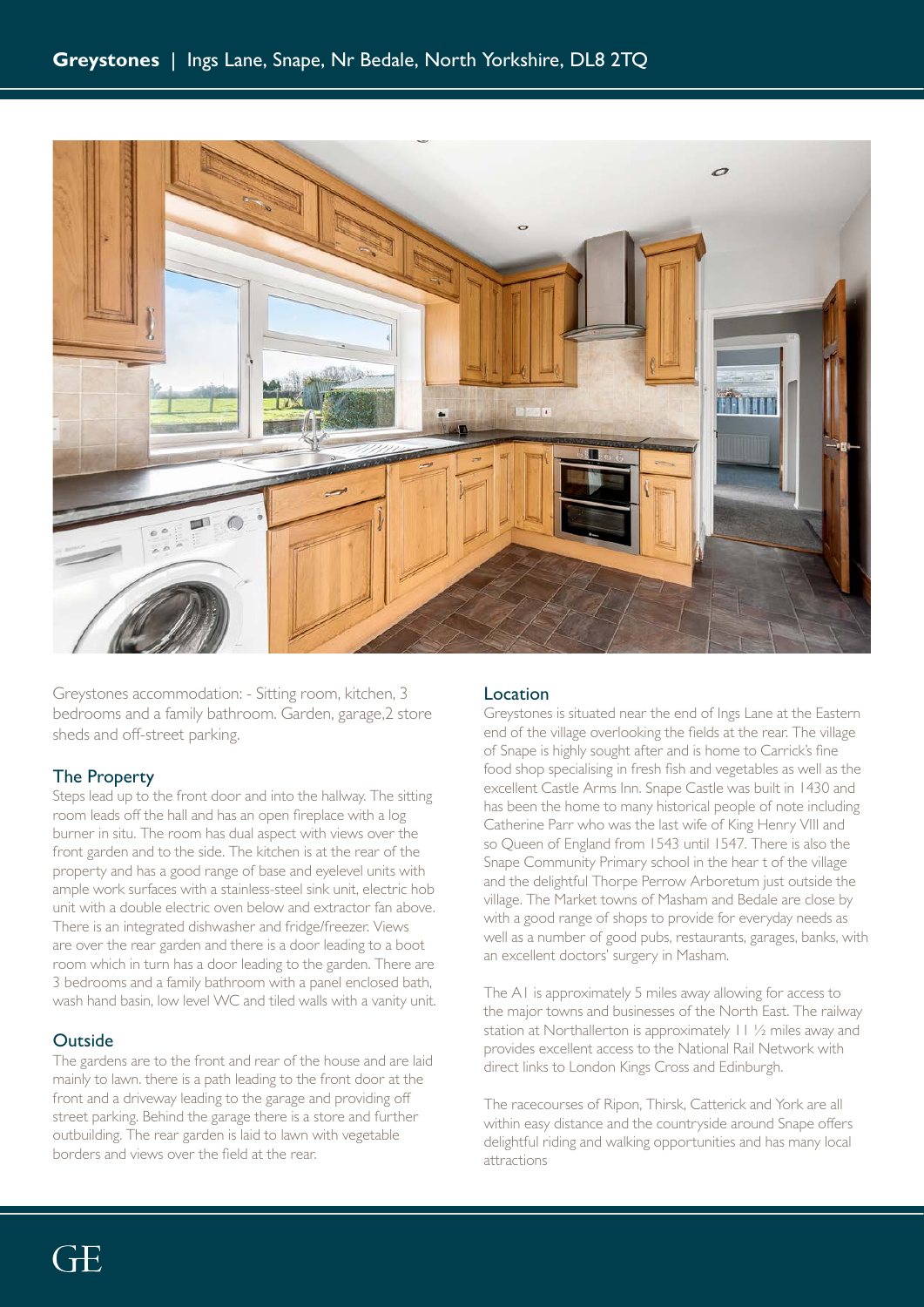Greystones accommodation: - Sitting room, kitchen, 3 bedrooms and a family bathroom. Garden, garage,2 store sheds and off-street parking.

## The Property

Steps lead up to the front door and into the hallway. The sitting room leads off the hall and has an open fireplace with a log burner in situ. The room has dual aspect with views over the front garden and to the side. The kitchen is at the rear of the property and has a good range of base and eyelevel units with ample work surfaces with a stainless-steel sink unit, electric hob unit with a double electric oven below and extractor fan above. There is an integrated dishwasher and fridge/freezer. Views are over the rear garden and there is a door leading to a boot room which in turn has a door leading to the garden. There are 3 bedrooms and a family bathroom with a panel enclosed bath, wash hand basin, low level WC and tiled walls with a vanity unit.

## Outside

The gardens are to the front and rear of the house and are laid mainly to lawn. there is a path leading to the front door at the front and a driveway leading to the garage and providing off street parking. Behind the garage there is a store and further outbuilding. The rear garden is laid to lawn with vegetable borders and views over the field at the rear.

## Location

Greystones is situated near the end of Ings Lane at the Eastern end of the village overlooking the fields at the rear. The village of Snape is highly sought after and is home to Carrick's fine food shop specialising in fresh fish and vegetables as well as the excellent Castle Arms Inn. Snape Castle was built in 1430 and has been the home to many historical people of note including Catherine Parr who was the last wife of King Henry VIII and so Queen of England from 1543 until 1547. There is also the Snape Community Primary school in the hear t of the village and the delightful Thorpe Perrow Arboretum just outside the village. The Market towns of Masham and Bedale are close by with a good range of shops to provide for everyday needs as well as a number of good pubs, restaurants, garages, banks, with an excellent doctors' surgery in Masham.

The A1 is approximately 5 miles away allowing for access to the major towns and businesses of the North East. The railway station at Northallerton is approximately 11 ½ miles away and provides excellent access to the National Rail Network with direct links to London Kings Cross and Edinburgh.

The racecourses of Ripon, Thirsk, Catterick and York are all within easy distance and the countryside around Snape offers delightful riding and walking opportunities and has many local attractions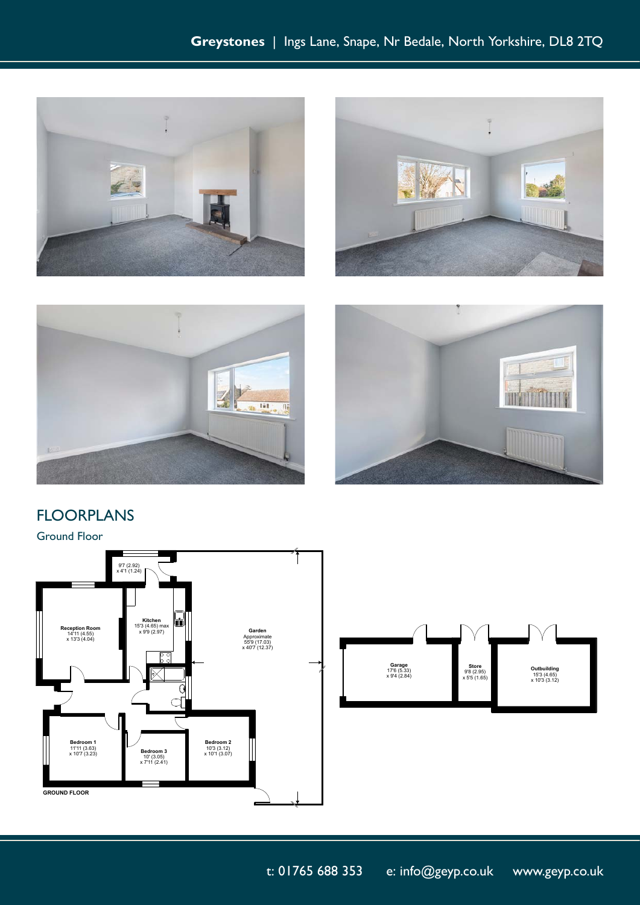# FLOORPLANS

## Ground Floor

9'7 (2.92)
x 4'1 (1.24)

**Reception Room**
14'11 (4.55)
x 13'3 (4.04)

**Kitchen**
15'3 (4.65) max
x 9'9 (2.97)

**Garden**
Approximate
55'9 (17.03)
x 40'7 (12.37)

**Bedroom 1**
11'11 (3.63)
x 10'7 (3.23)

**Bedroom 3**
10' (3.05)
x 7'11 (2.41)

**Bedroom 2**
10'3 (3.12)
x 10'1 (3.07)

**GROUND FLOOR**

**Garage**
17'6 (5.33)
x 9'4 (2.84)

**Store**
9'8 (2.95)
x 5'5 (1.65)

**Outbuilding**
15'3 (4.65)
x 10'3 (3.12)

t: 01765 688 353 e: info@geyp.co.uk www.geyp.co.uk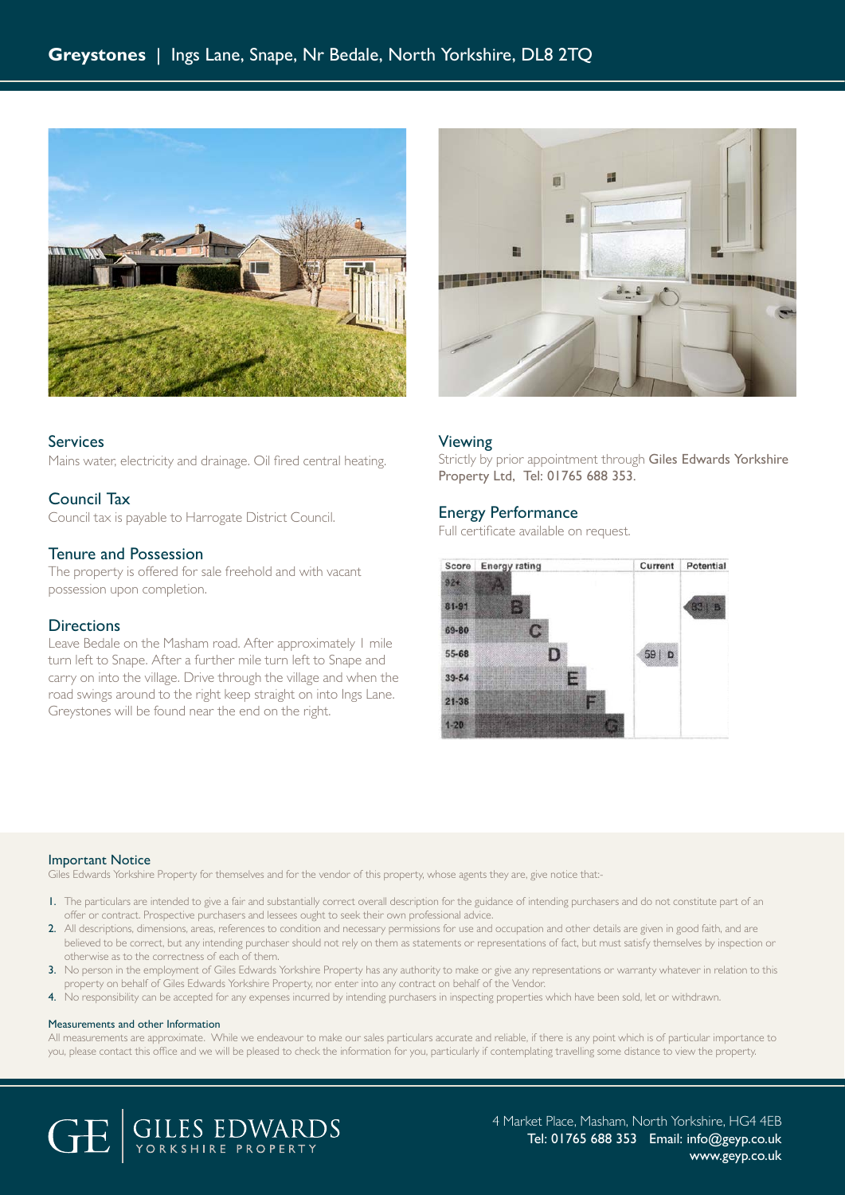**Greystones** | Ings Lane, Snape, Nr Bedale, North Yorkshire, DL8 2TQ

## Services
Mains water, electricity and drainage. Oil fired central heating.

## Council Tax
Council tax is payable to Harrogate District Council.

## Tenure and Possession
The property is offered for sale freehold and with vacant possession upon completion.

## Directions
Leave Bedale on the Masham road. After approximately 1 mile turn left to Snape. After a further mile turn left to Snape and carry on into the village. Drive through the village and when the road swings around to the right keep straight on into Ings Lane. Greystones will be found near the end on the right.

## Viewing
Strictly by prior appointment through **Giles Edwards Yorkshire Property Ltd, Tel: 01765 688 353**.

## Energy Performance
Full certificate available on request.

Score | Energy rating | Current | Potential
92+ A
81-91 B
69-80 C
55-68 D
39-54 E
21-38 F
1-20 G
59 | D
83 | B

### Important Notice
Giles Edwards Yorkshire Property for themselves and for the vendor of this property, whose agents they are, give notice that:-

1. The particulars are intended to give a fair and substantially correct overall description for the guidance of intending purchasers and do not constitute part of an offer or contract. Prospective purchasers and lessees ought to seek their own professional advice.
2. All descriptions, dimensions, areas, references to condition and necessary permissions for use and occupation and other details are given in good faith, and are believed to be correct, but any intending purchaser should not rely on them as statements or representations of fact, but must satisfy themselves by inspection or otherwise as to the correctness of each of them.
3. No person in the employment of Giles Edwards Yorkshire Property has any authority to make or give any representations or warranty whatever in relation to this property on behalf of Giles Edwards Yorkshire Property, nor enter into any contract on behalf of the Vendor.
4. No responsibility can be accepted for any expenses incurred by intending purchasers in inspecting properties which have been sold, let or withdrawn.

#### Measurements and other Information
All measurements are approximate. While we endeavour to make our sales particulars accurate and reliable, if there is any point which is of particular importance to you, please contact this office and we will be pleased to check the information for you, particularly if contemplating travelling some distance to view the property.

GE | GILES EDWARDS YORKSHIRE PROPERTY

4 Market Place, Masham, North Yorkshire, HG4 4EB
Tel: 01765 688 353 Email: info@geyp.co.uk
www.geyp.co.uk